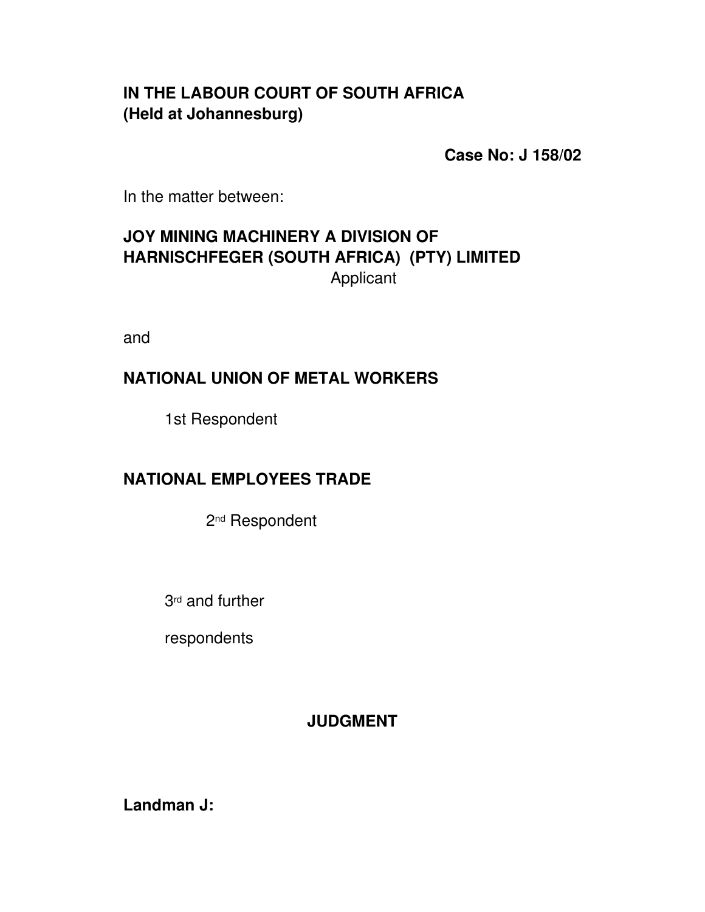**IN THE LABOUR COURT OF SOUTH AFRICA**
**(Held at Johannesburg)**

**Case No: J 158/02**

In the matter between:

**JOY MINING MACHINERY A DIVISION OF HARNISCHFEGER (SOUTH AFRICA) (PTY) LIMITED**

Applicant

and

**NATIONAL UNION OF METAL WORKERS**

1st Respondent

**NATIONAL EMPLOYEES TRADE**

2nd Respondent

3rd and further

respondents

## JUDGMENT

**Landman J:**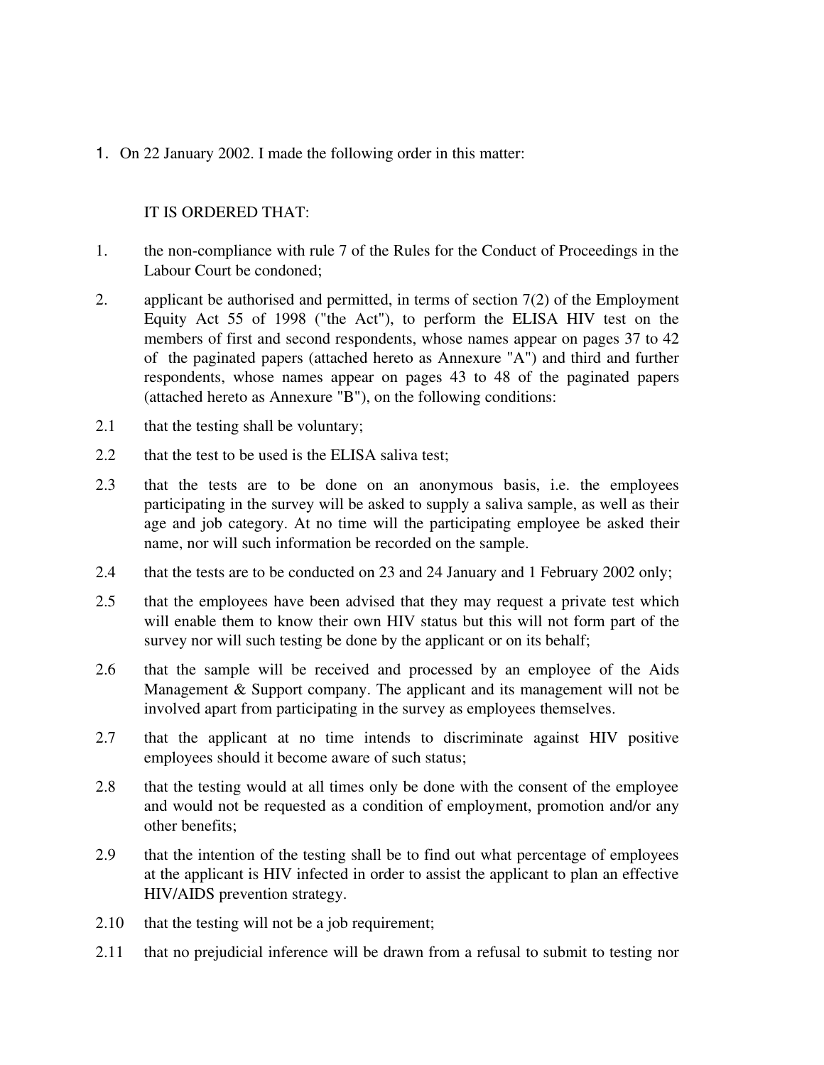1. On 22 January 2002. I made the following order in this matter:

IT IS ORDERED THAT:

1. the non-compliance with rule 7 of the Rules for the Conduct of Proceedings in the Labour Court be condoned;

2. applicant be authorised and permitted, in terms of section 7(2) of the Employment Equity Act 55 of 1998 ("the Act"), to perform the ELISA HIV test on the members of first and second respondents, whose names appear on pages 37 to 42 of the paginated papers (attached hereto as Annexure "A") and third and further respondents, whose names appear on pages 43 to 48 of the paginated papers (attached hereto as Annexure "B"), on the following conditions:

2.1 that the testing shall be voluntary;

2.2 that the test to be used is the ELISA saliva test;

2.3 that the tests are to be done on an anonymous basis, i.e. the employees participating in the survey will be asked to supply a saliva sample, as well as their age and job category. At no time will the participating employee be asked their name, nor will such information be recorded on the sample.

2.4 that the tests are to be conducted on 23 and 24 January and 1 February 2002 only;

2.5 that the employees have been advised that they may request a private test which will enable them to know their own HIV status but this will not form part of the survey nor will such testing be done by the applicant or on its behalf;

2.6 that the sample will be received and processed by an employee of the Aids Management & Support company. The applicant and its management will not be involved apart from participating in the survey as employees themselves.

2.7 that the applicant at no time intends to discriminate against HIV positive employees should it become aware of such status;

2.8 that the testing would at all times only be done with the consent of the employee and would not be requested as a condition of employment, promotion and/or any other benefits;

2.9 that the intention of the testing shall be to find out what percentage of employees at the applicant is HIV infected in order to assist the applicant to plan an effective HIV/AIDS prevention strategy.

2.10 that the testing will not be a job requirement;

2.11 that no prejudicial inference will be drawn from a refusal to submit to testing nor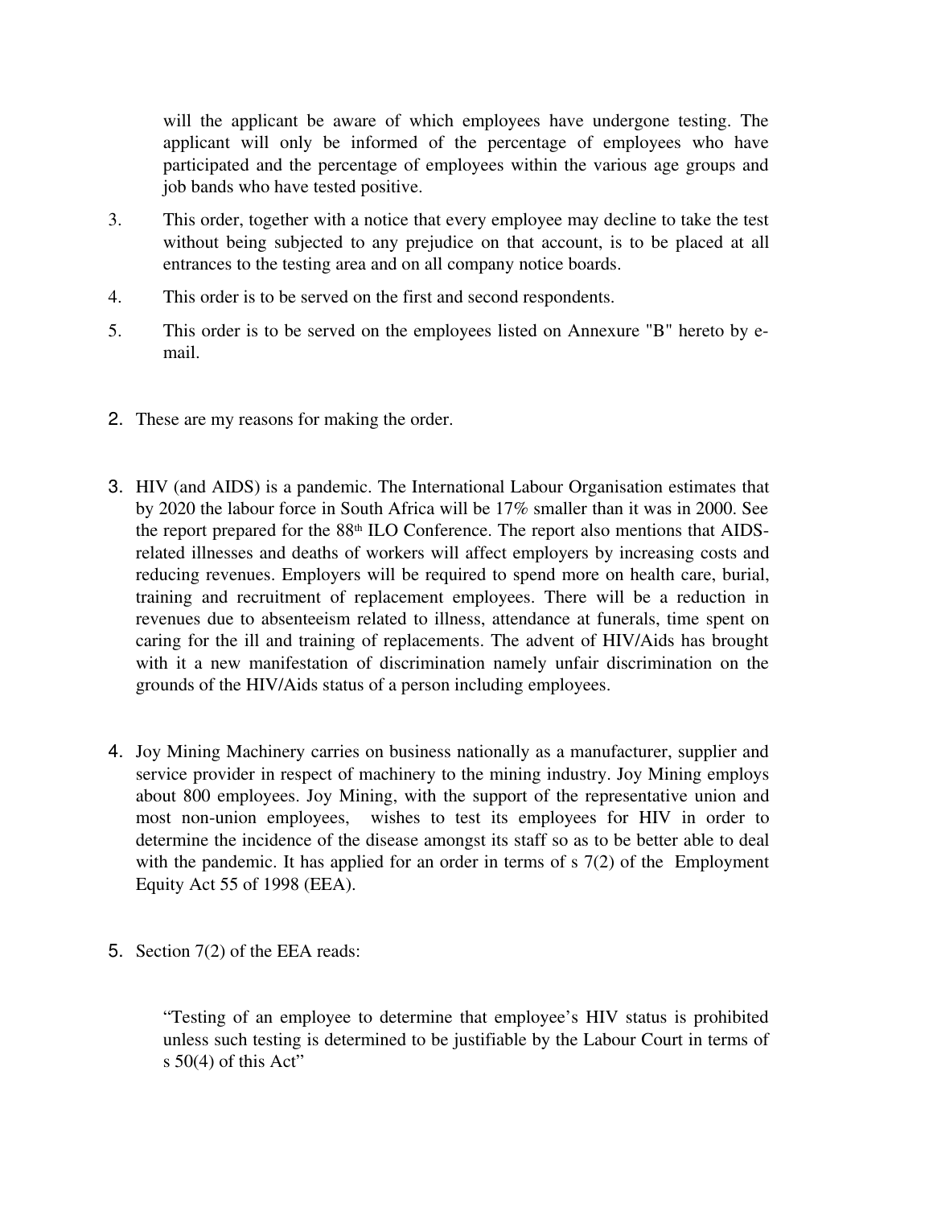will the applicant be aware of which employees have undergone testing. The applicant will only be informed of the percentage of employees who have participated and the percentage of employees within the various age groups and job bands who have tested positive.

3. This order, together with a notice that every employee may decline to take the test without being subjected to any prejudice on that account, is to be placed at all entrances to the testing area and on all company notice boards.

4. This order is to be served on the first and second respondents.

5. This order is to be served on the employees listed on Annexure "B" hereto by e-mail.

2. These are my reasons for making the order.

3. HIV (and AIDS) is a pandemic. The International Labour Organisation estimates that by 2020 the labour force in South Africa will be 17% smaller than it was in 2000. See the report prepared for the 88th ILO Conference. The report also mentions that AIDS-related illnesses and deaths of workers will affect employers by increasing costs and reducing revenues. Employers will be required to spend more on health care, burial, training and recruitment of replacement employees. There will be a reduction in revenues due to absenteeism related to illness, attendance at funerals, time spent on caring for the ill and training of replacements. The advent of HIV/Aids has brought with it a new manifestation of discrimination namely unfair discrimination on the grounds of the HIV/Aids status of a person including employees.

4. Joy Mining Machinery carries on business nationally as a manufacturer, supplier and service provider in respect of machinery to the mining industry. Joy Mining employs about 800 employees. Joy Mining, with the support of the representative union and most non-union employees, wishes to test its employees for HIV in order to determine the incidence of the disease amongst its staff so as to be better able to deal with the pandemic. It has applied for an order in terms of s 7(2) of the Employment Equity Act 55 of 1998 (EEA).

5. Section 7(2) of the EEA reads:

> "Testing of an employee to determine that employee's HIV status is prohibited unless such testing is determined to be justifiable by the Labour Court in terms of s 50(4) of this Act"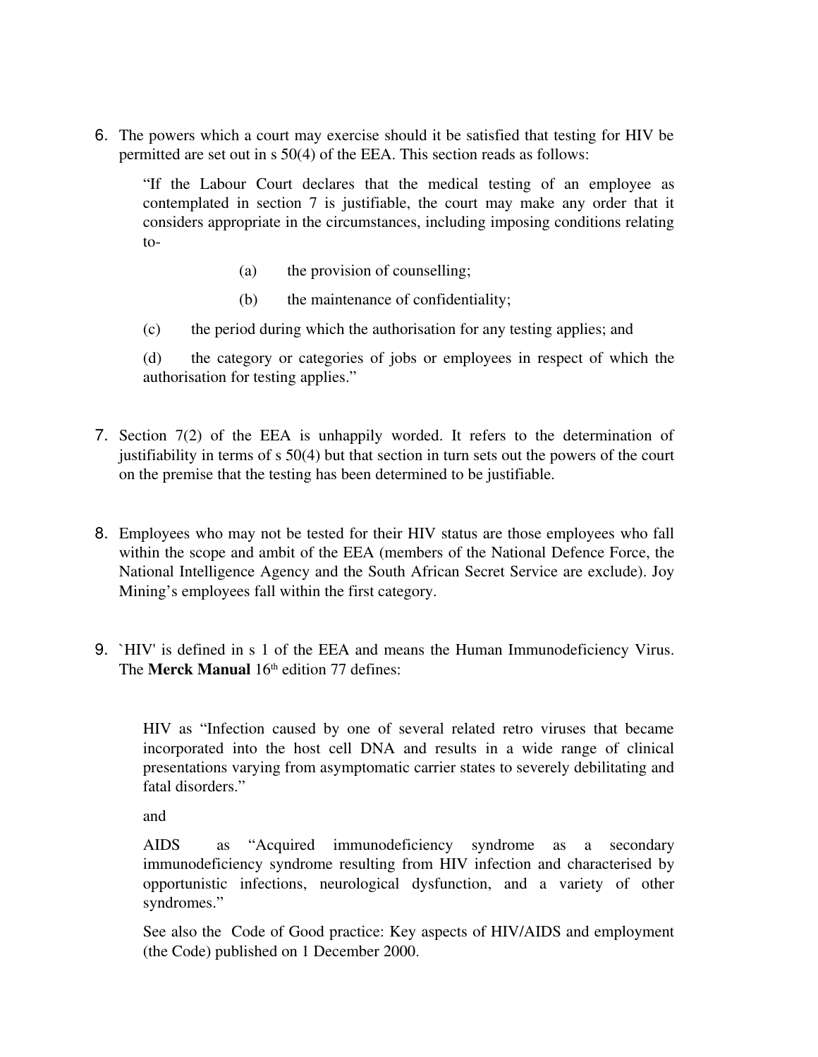6. The powers which a court may exercise should it be satisfied that testing for HIV be permitted are set out in s 50(4) of the EEA. This section reads as follows:

   > "If the Labour Court declares that the medical testing of an employee as contemplated in section 7 is justifiable, the court may make any order that it considers appropriate in the circumstances, including imposing conditions relating to-
   >
   > (a) the provision of counselling;
   >
   > (b) the maintenance of confidentiality;
   >
   > (c) the period during which the authorisation for any testing applies; and
   >
   > (d) the category or categories of jobs or employees in respect of which the authorisation for testing applies."

7. Section 7(2) of the EEA is unhappily worded. It refers to the determination of justifiability in terms of s 50(4) but that section in turn sets out the powers of the court on the premise that the testing has been determined to be justifiable.

8. Employees who may not be tested for their HIV status are those employees who fall within the scope and ambit of the EEA (members of the National Defence Force, the National Intelligence Agency and the South African Secret Service are exclude). Joy Mining's employees fall within the first category.

9. `HIV' is defined in s 1 of the EEA and means the Human Immunodeficiency Virus. The **Merck Manual** 16th edition 77 defines:

   > HIV as "Infection caused by one of several related retro viruses that became incorporated into the host cell DNA and results in a wide range of clinical presentations varying from asymptomatic carrier states to severely debilitating and fatal disorders."
   >
   > and
   >
   > AIDS as "Acquired immunodeficiency syndrome as a secondary immunodeficiency syndrome resulting from HIV infection and characterised by opportunistic infections, neurological dysfunction, and a variety of other syndromes."
   >
   > See also the Code of Good practice: Key aspects of HIV/AIDS and employment (the Code) published on 1 December 2000.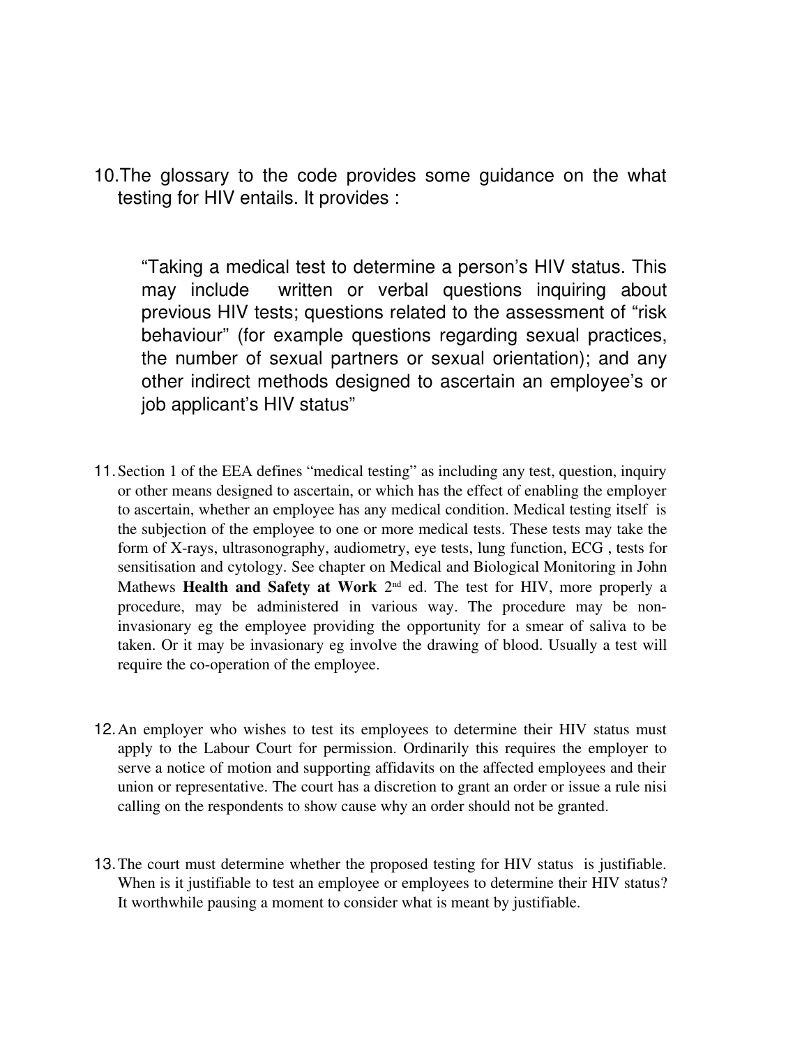10. The glossary to the code provides some guidance on the what testing for HIV entails. It provides :

> "Taking a medical test to determine a person's HIV status. This may include written or verbal questions inquiring about previous HIV tests; questions related to the assessment of "risk behaviour" (for example questions regarding sexual practices, the number of sexual partners or sexual orientation); and any other indirect methods designed to ascertain an employee's or job applicant's HIV status"

11. Section 1 of the EEA defines "medical testing" as including any test, question, inquiry or other means designed to ascertain, or which has the effect of enabling the employer to ascertain, whether an employee has any medical condition. Medical testing itself is the subjection of the employee to one or more medical tests. These tests may take the form of X-rays, ultrasonography, audiometry, eye tests, lung function, ECG , tests for sensitisation and cytology. See chapter on Medical and Biological Monitoring in John Mathews **Health and Safety at Work** 2nd ed. The test for HIV, more properly a procedure, may be administered in various way. The procedure may be non-invasionary eg the employee providing the opportunity for a smear of saliva to be taken. Or it may be invasionary eg involve the drawing of blood. Usually a test will require the co-operation of the employee.

12. An employer who wishes to test its employees to determine their HIV status must apply to the Labour Court for permission. Ordinarily this requires the employer to serve a notice of motion and supporting affidavits on the affected employees and their union or representative. The court has a discretion to grant an order or issue a rule nisi calling on the respondents to show cause why an order should not be granted.

13. The court must determine whether the proposed testing for HIV status is justifiable. When is it justifiable to test an employee or employees to determine their HIV status? It worthwhile pausing a moment to consider what is meant by justifiable.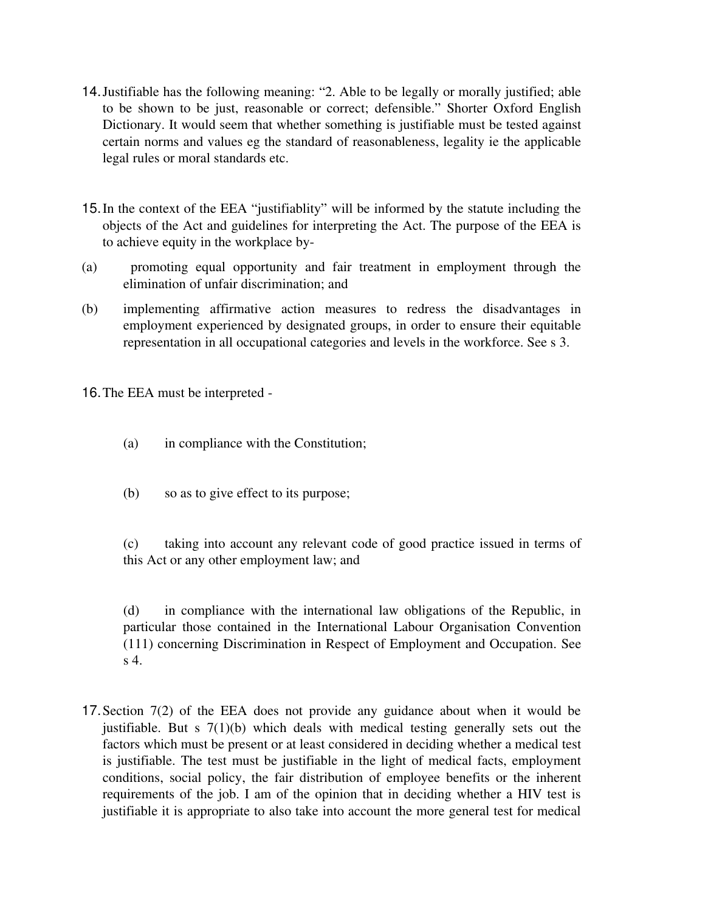14. Justifiable has the following meaning: "2. Able to be legally or morally justified; able to be shown to be just, reasonable or correct; defensible." Shorter Oxford English Dictionary. It would seem that whether something is justifiable must be tested against certain norms and values eg the standard of reasonableness, legality ie the applicable legal rules or moral standards etc.

15. In the context of the EEA "justifiablity" will be informed by the statute including the objects of the Act and guidelines for interpreting the Act. The purpose of the EEA is to achieve equity in the workplace by-

(a) promoting equal opportunity and fair treatment in employment through the elimination of unfair discrimination; and

(b) implementing affirmative action measures to redress the disadvantages in employment experienced by designated groups, in order to ensure their equitable representation in all occupational categories and levels in the workforce. See s 3.

16. The EEA must be interpreted -

(a) in compliance with the Constitution;

(b) so as to give effect to its purpose;

(c) taking into account any relevant code of good practice issued in terms of this Act or any other employment law; and

(d) in compliance with the international law obligations of the Republic, in particular those contained in the International Labour Organisation Convention (111) concerning Discrimination in Respect of Employment and Occupation. See s 4.

17. Section 7(2) of the EEA does not provide any guidance about when it would be justifiable. But s 7(1)(b) which deals with medical testing generally sets out the factors which must be present or at least considered in deciding whether a medical test is justifiable. The test must be justifiable in the light of medical facts, employment conditions, social policy, the fair distribution of employee benefits or the inherent requirements of the job. I am of the opinion that in deciding whether a HIV test is justifiable it is appropriate to also take into account the more general test for medical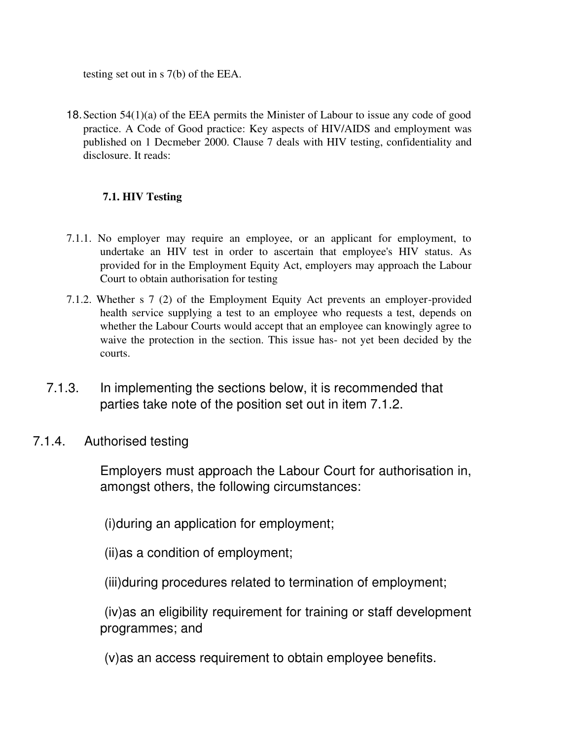testing set out in s 7(b) of the EEA.

18. Section 54(1)(a) of the EEA permits the Minister of Labour to issue any code of good practice. A Code of Good practice: Key aspects of HIV/AIDS and employment was published on 1 Decmeber 2000. Clause 7 deals with HIV testing, confidentiality and disclosure. It reads:

**7.1. HIV Testing**

7.1.1. No employer may require an employee, or an applicant for employment, to undertake an HIV test in order to ascertain that employee's HIV status. As provided for in the Employment Equity Act, employers may approach the Labour Court to obtain authorisation for testing

7.1.2. Whether s 7 (2) of the Employment Equity Act prevents an employer-provided health service supplying a test to an employee who requests a test, depends on whether the Labour Courts would accept that an employee can knowingly agree to waive the protection in the section. This issue has- not yet been decided by the courts.

7.1.3. In implementing the sections below, it is recommended that parties take note of the position set out in item 7.1.2.

7.1.4. Authorised testing

Employers must approach the Labour Court for authorisation in, amongst others, the following circumstances:

(i)during an application for employment;

(ii)as a condition of employment;

(iii)during procedures related to termination of employment;

(iv)as an eligibility requirement for training or staff development programmes; and

(v)as an access requirement to obtain employee benefits.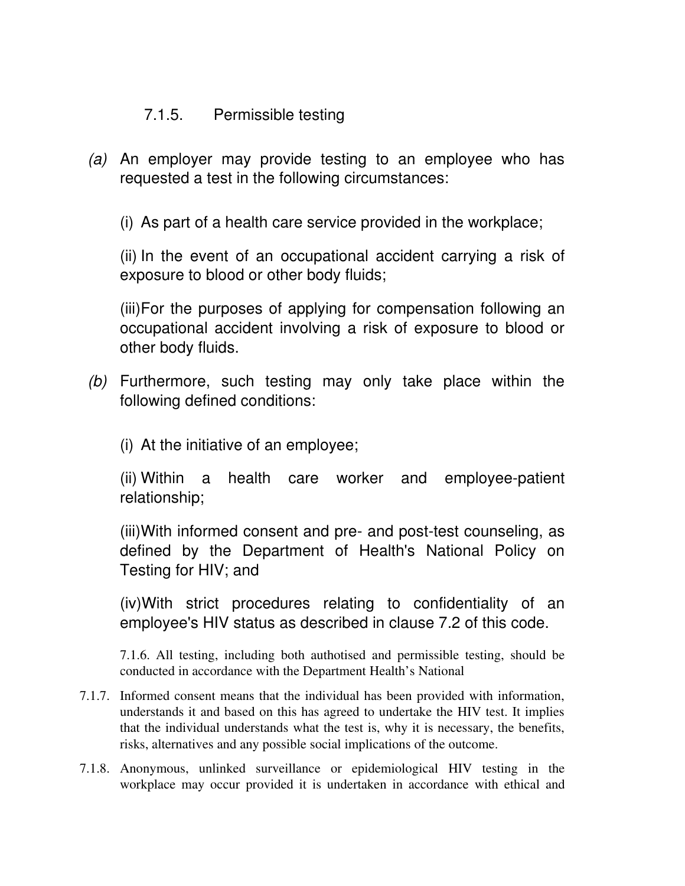### 7.1.5. Permissible testing

*(a)* An employer may provide testing to an employee who has requested a test in the following circumstances:

(i) As part of a health care service provided in the workplace;

(ii) In the event of an occupational accident carrying a risk of exposure to blood or other body fluids;

(iii) For the purposes of applying for compensation following an occupational accident involving a risk of exposure to blood or other body fluids.

*(b)* Furthermore, such testing may only take place within the following defined conditions:

(i) At the initiative of an employee;

(ii) Within a health care worker and employee-patient relationship;

(iii) With informed consent and pre- and post-test counseling, as defined by the Department of Health's National Policy on Testing for HIV; and

(iv) With strict procedures relating to confidentiality of an employee's HIV status as described in clause 7.2 of this code.

7.1.6. All testing, including both authotised and permissible testing, should be conducted in accordance with the Department Health's National

7.1.7. Informed consent means that the individual has been provided with information, understands it and based on this has agreed to undertake the HIV test. It implies that the individual understands what the test is, why it is necessary, the benefits, risks, alternatives and any possible social implications of the outcome.

7.1.8. Anonymous, unlinked surveillance or epidemiological HIV testing in the workplace may occur provided it is undertaken in accordance with ethical and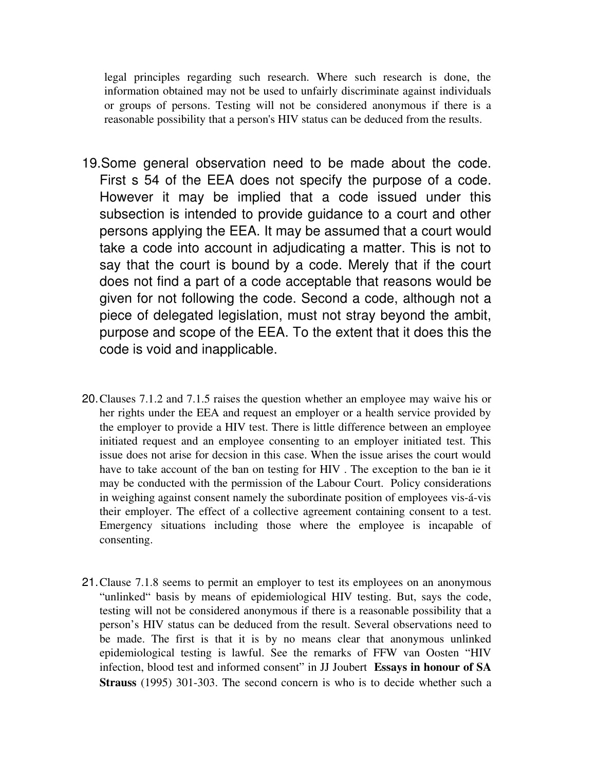> legal principles regarding such research. Where such research is done, the information obtained may not be used to unfairly discriminate against individuals or groups of persons. Testing will not be considered anonymous if there is a reasonable possibility that a person's HIV status can be deduced from the results.

19. Some general observation need to be made about the code. First s 54 of the EEA does not specify the purpose of a code. However it may be implied that a code issued under this subsection is intended to provide guidance to a court and other persons applying the EEA. It may be assumed that a court would take a code into account in adjudicating a matter. This is not to say that the court is bound by a code. Merely that if the court does not find a part of a code acceptable that reasons would be given for not following the code. Second a code, although not a piece of delegated legislation, must not stray beyond the ambit, purpose and scope of the EEA. To the extent that it does this the code is void and inapplicable.

20. Clauses 7.1.2 and 7.1.5 raises the question whether an employee may waive his or her rights under the EEA and request an employer or a health service provided by the employer to provide a HIV test. There is little difference between an employee initiated request and an employee consenting to an employer initiated test. This issue does not arise for decsion in this case. When the issue arises the court would have to take account of the ban on testing for HIV . The exception to the ban ie it may be conducted with the permission of the Labour Court. Policy considerations in weighing against consent namely the subordinate position of employees vis-á-vis their employer. The effect of a collective agreement containing consent to a test. Emergency situations including those where the employee is incapable of consenting.

21. Clause 7.1.8 seems to permit an employer to test its employees on an anonymous "unlinked" basis by means of epidemiological HIV testing. But, says the code, testing will not be considered anonymous if there is a reasonable possibility that a person's HIV status can be deduced from the result. Several observations need to be made. The first is that it is by no means clear that anonymous unlinked epidemiological testing is lawful. See the remarks of FFW van Oosten "HIV infection, blood test and informed consent" in JJ Joubert **Essays in honour of SA Strauss** (1995) 301-303. The second concern is who is to decide whether such a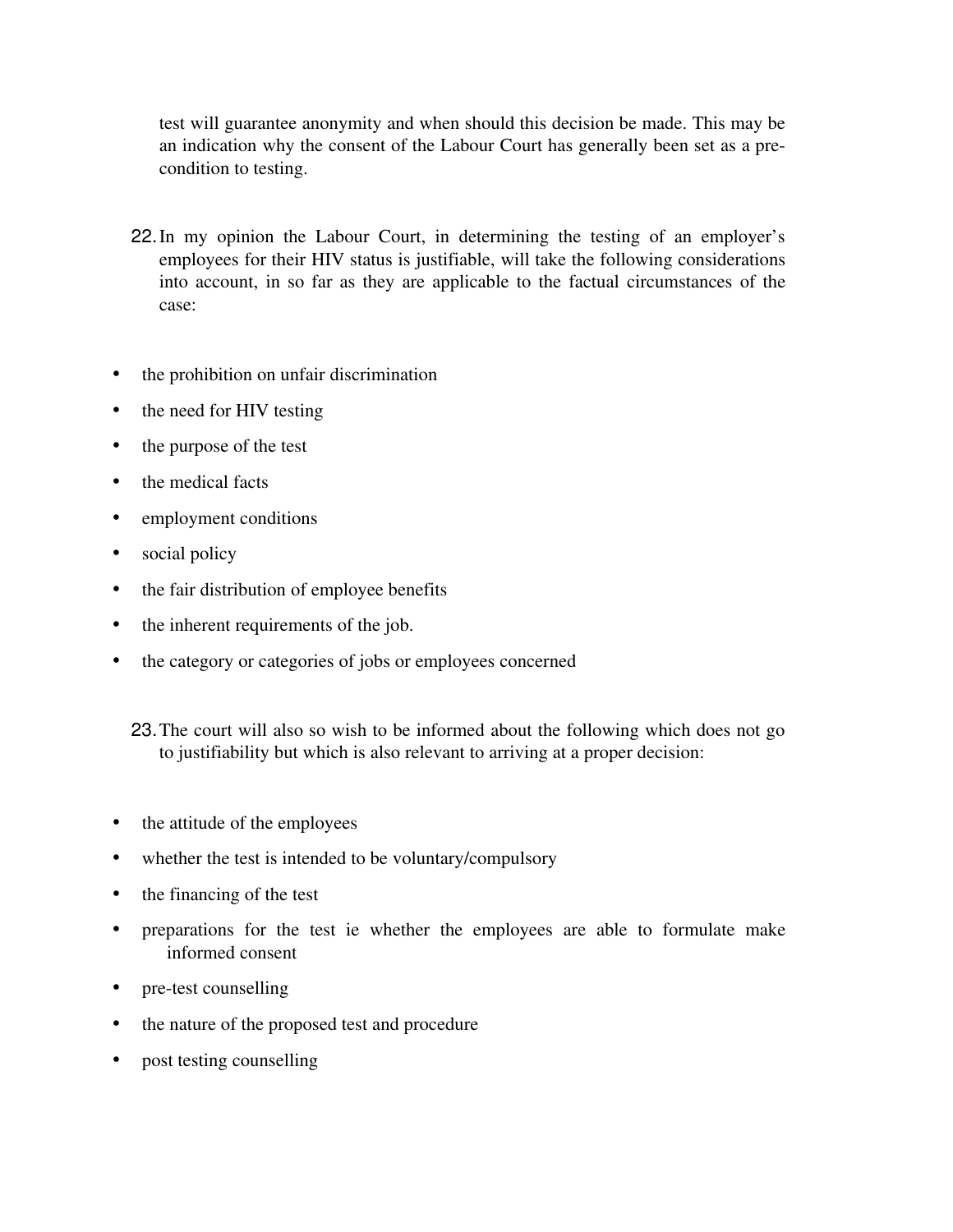test will guarantee anonymity and when should this decision be made. This may be an indication why the consent of the Labour Court has generally been set as a pre-condition to testing.

22. In my opinion the Labour Court, in determining the testing of an employer's employees for their HIV status is justifiable, will take the following considerations into account, in so far as they are applicable to the factual circumstances of the case:

- the prohibition on unfair discrimination
- the need for HIV testing
- the purpose of the test
- the medical facts
- employment conditions
- social policy
- the fair distribution of employee benefits
- the inherent requirements of the job.
- the category or categories of jobs or employees concerned

23. The court will also so wish to be informed about the following which does not go to justifiability but which is also relevant to arriving at a proper decision:

- the attitude of the employees
- whether the test is intended to be voluntary/compulsory
- the financing of the test
- preparations for the test ie whether the employees are able to formulate make informed consent
- pre-test counselling
- the nature of the proposed test and procedure
- post testing counselling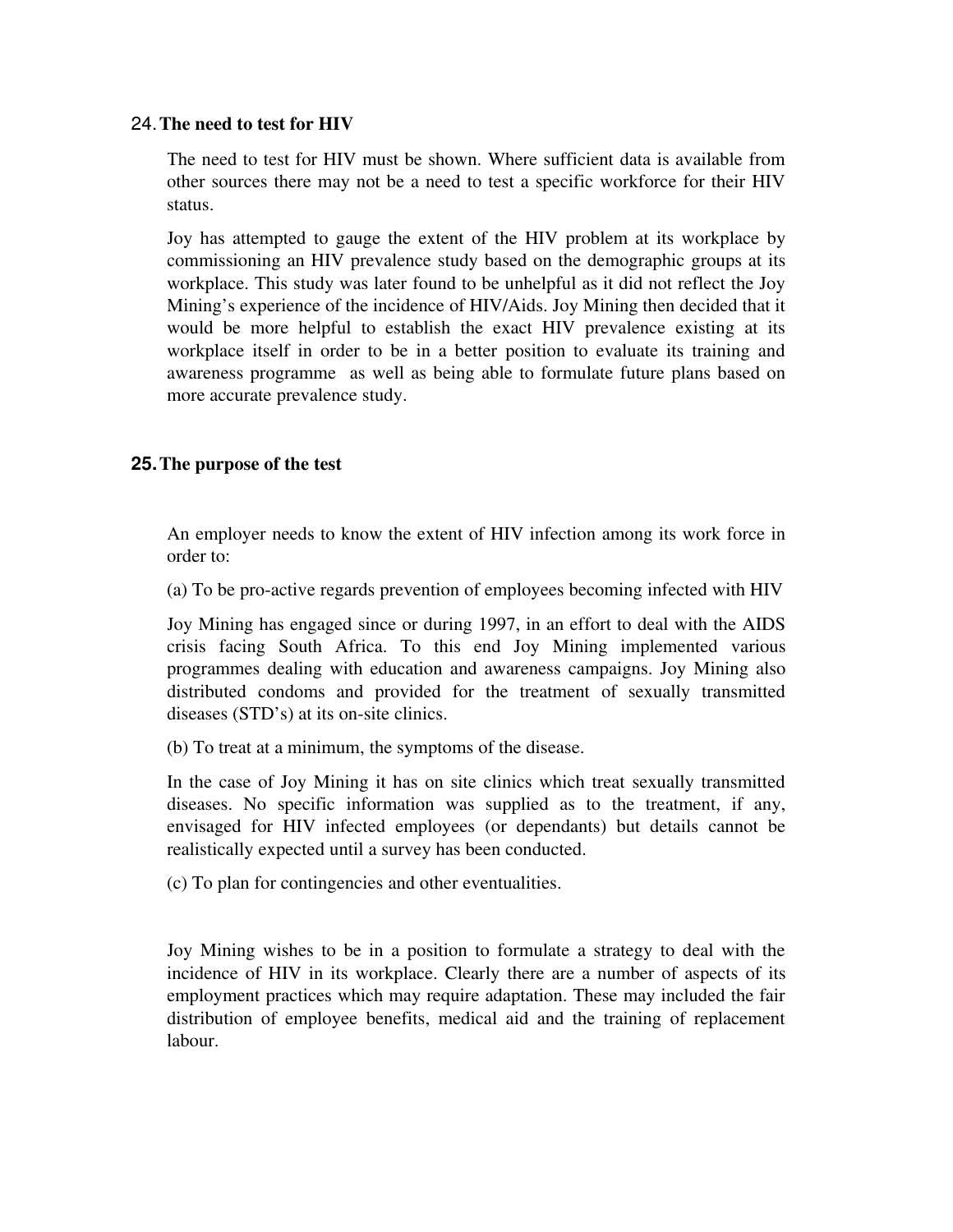## 24. The need to test for HIV

The need to test for HIV must be shown. Where sufficient data is available from other sources there may not be a need to test a specific workforce for their HIV status.

Joy has attempted to gauge the extent of the HIV problem at its workplace by commissioning an HIV prevalence study based on the demographic groups at its workplace. This study was later found to be unhelpful as it did not reflect the Joy Mining's experience of the incidence of HIV/Aids. Joy Mining then decided that it would be more helpful to establish the exact HIV prevalence existing at its workplace itself in order to be in a better position to evaluate its training and awareness programme as well as being able to formulate future plans based on more accurate prevalence study.

## 25. The purpose of the test

An employer needs to know the extent of HIV infection among its work force in order to:

(a) To be pro-active regards prevention of employees becoming infected with HIV

Joy Mining has engaged since or during 1997, in an effort to deal with the AIDS crisis facing South Africa. To this end Joy Mining implemented various programmes dealing with education and awareness campaigns. Joy Mining also distributed condoms and provided for the treatment of sexually transmitted diseases (STD's) at its on-site clinics.

(b) To treat at a minimum, the symptoms of the disease.

In the case of Joy Mining it has on site clinics which treat sexually transmitted diseases. No specific information was supplied as to the treatment, if any, envisaged for HIV infected employees (or dependants) but details cannot be realistically expected until a survey has been conducted.

(c) To plan for contingencies and other eventualities.

Joy Mining wishes to be in a position to formulate a strategy to deal with the incidence of HIV in its workplace. Clearly there are a number of aspects of its employment practices which may require adaptation. These may included the fair distribution of employee benefits, medical aid and the training of replacement labour.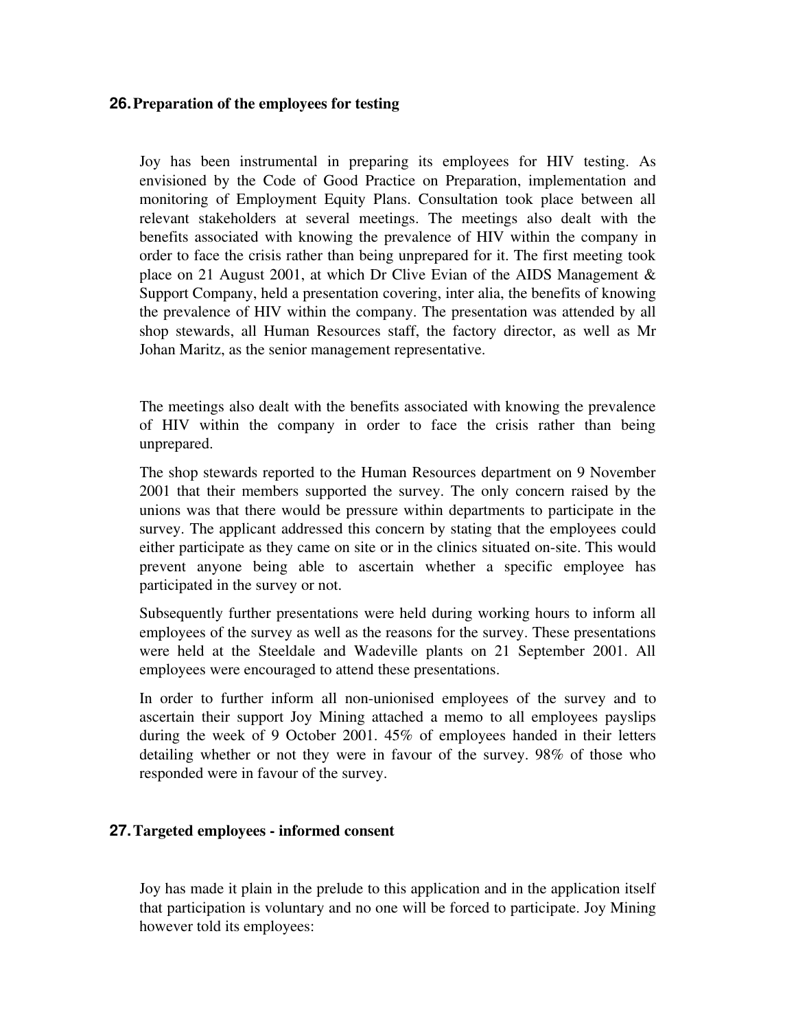## 26. Preparation of the employees for testing

Joy has been instrumental in preparing its employees for HIV testing. As envisioned by the Code of Good Practice on Preparation, implementation and monitoring of Employment Equity Plans. Consultation took place between all relevant stakeholders at several meetings. The meetings also dealt with the benefits associated with knowing the prevalence of HIV within the company in order to face the crisis rather than being unprepared for it. The first meeting took place on 21 August 2001, at which Dr Clive Evian of the AIDS Management & Support Company, held a presentation covering, inter alia, the benefits of knowing the prevalence of HIV within the company. The presentation was attended by all shop stewards, all Human Resources staff, the factory director, as well as Mr Johan Maritz, as the senior management representative.

The meetings also dealt with the benefits associated with knowing the prevalence of HIV within the company in order to face the crisis rather than being unprepared.

The shop stewards reported to the Human Resources department on 9 November 2001 that their members supported the survey. The only concern raised by the unions was that there would be pressure within departments to participate in the survey. The applicant addressed this concern by stating that the employees could either participate as they came on site or in the clinics situated on-site. This would prevent anyone being able to ascertain whether a specific employee has participated in the survey or not.

Subsequently further presentations were held during working hours to inform all employees of the survey as well as the reasons for the survey. These presentations were held at the Steeldale and Wadeville plants on 21 September 2001. All employees were encouraged to attend these presentations.

In order to further inform all non-unionised employees of the survey and to ascertain their support Joy Mining attached a memo to all employees payslips during the week of 9 October 2001. 45% of employees handed in their letters detailing whether or not they were in favour of the survey. 98% of those who responded were in favour of the survey.

## 27. Targeted employees - informed consent

Joy has made it plain in the prelude to this application and in the application itself that participation is voluntary and no one will be forced to participate. Joy Mining however told its employees: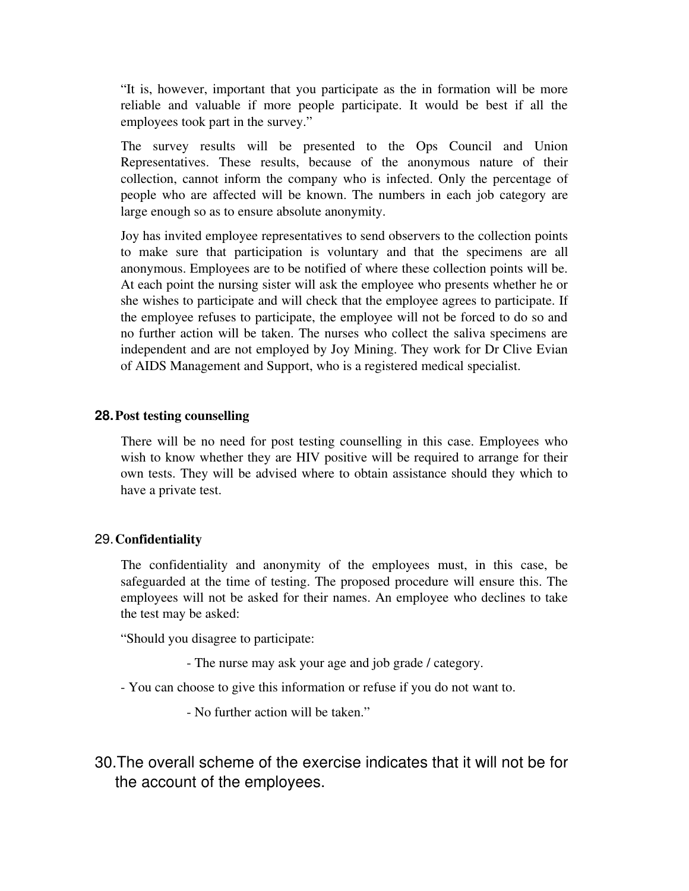"It is, however, important that you participate as the in formation will be more reliable and valuable if more people participate. It would be best if all the employees took part in the survey."

The survey results will be presented to the Ops Council and Union Representatives. These results, because of the anonymous nature of their collection, cannot inform the company who is infected. Only the percentage of people who are affected will be known. The numbers in each job category are large enough so as to ensure absolute anonymity.

Joy has invited employee representatives to send observers to the collection points to make sure that participation is voluntary and that the specimens are all anonymous. Employees are to be notified of where these collection points will be. At each point the nursing sister will ask the employee who presents whether he or she wishes to participate and will check that the employee agrees to participate. If the employee refuses to participate, the employee will not be forced to do so and no further action will be taken. The nurses who collect the saliva specimens are independent and are not employed by Joy Mining. They work for Dr Clive Evian of AIDS Management and Support, who is a registered medical specialist.

**28. Post testing counselling**

There will be no need for post testing counselling in this case. Employees who wish to know whether they are HIV positive will be required to arrange for their own tests. They will be advised where to obtain assistance should they which to have a private test.

**29. Confidentiality**

The confidentiality and anonymity of the employees must, in this case, be safeguarded at the time of testing. The proposed procedure will ensure this. The employees will not be asked for their names. An employee who declines to take the test may be asked:

"Should you disagree to participate:

- The nurse may ask your age and job grade / category.

- You can choose to give this information or refuse if you do not want to.

- No further action will be taken."

30. The overall scheme of the exercise indicates that it will not be for the account of the employees.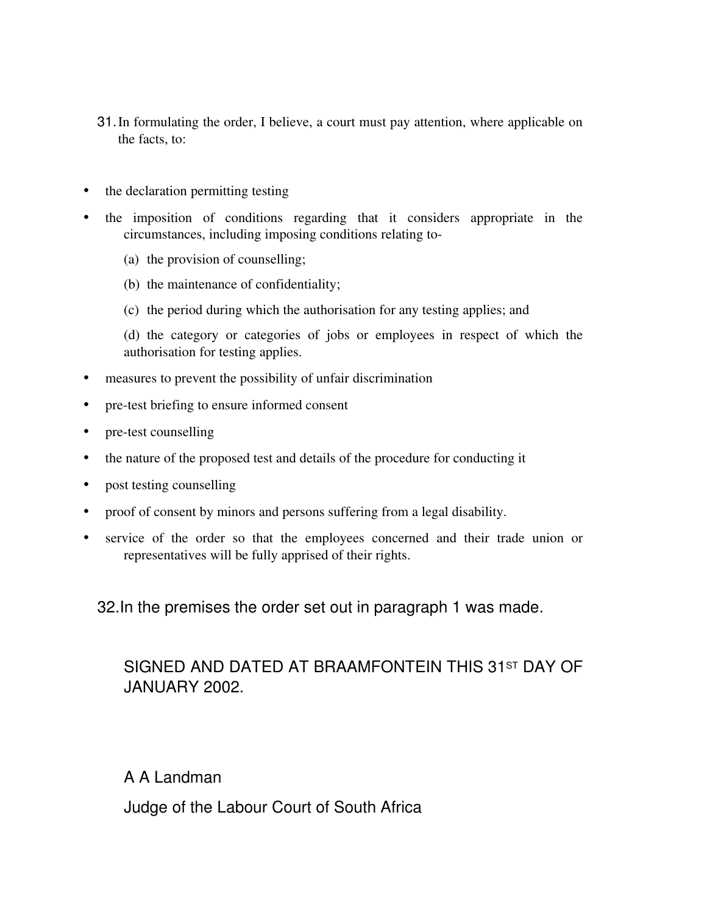31. In formulating the order, I believe, a court must pay attention, where applicable on the facts, to:

- the declaration permitting testing
- the imposition of conditions regarding that it considers appropriate in the circumstances, including imposing conditions relating to-

  (a) the provision of counselling;

  (b) the maintenance of confidentiality;

  (c) the period during which the authorisation for any testing applies; and

  (d) the category or categories of jobs or employees in respect of which the authorisation for testing applies.
- measures to prevent the possibility of unfair discrimination
- pre-test briefing to ensure informed consent
- pre-test counselling
- the nature of the proposed test and details of the procedure for conducting it
- post testing counselling
- proof of consent by minors and persons suffering from a legal disability.
- service of the order so that the employees concerned and their trade union or representatives will be fully apprised of their rights.

32. In the premises the order set out in paragraph 1 was made.

SIGNED AND DATED AT BRAAMFONTEIN THIS 31ST DAY OF JANUARY 2002.

A A Landman

Judge of the Labour Court of South Africa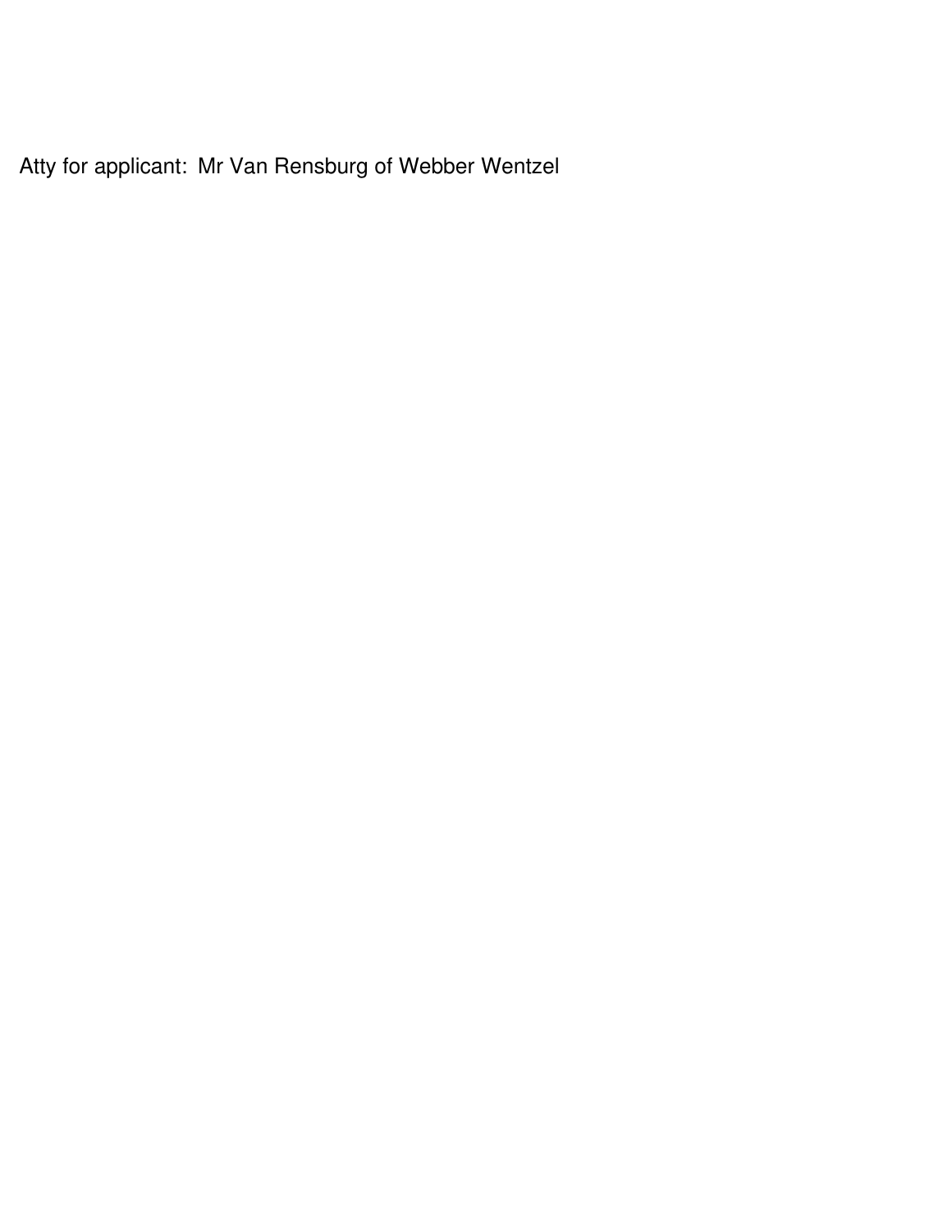Atty for applicant: Mr Van Rensburg of Webber Wentzel